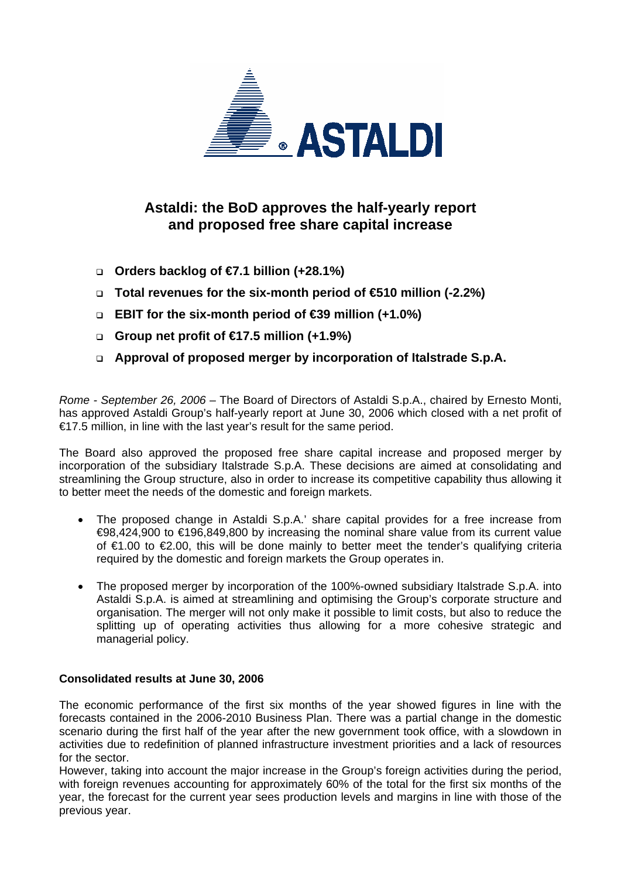# Astaldi: the BoD approves the half-yearly report and proposed free share capital increase

- **Orders backlog of €7.1 billion (+28.1%)**
- **Total revenues for the six-month period of €510 million (-2.2%)**
- **EBIT for the six-month period of €39 million (+1.0%)**
- **Group net profit of €17.5 million (+1.9%)**
- **Approval of proposed merger by incorporation of Italstrade S.p.A.**

*Rome - September 26, 2006* – The Board of Directors of Astaldi S.p.A., chaired by Ernesto Monti, has approved Astaldi Group's half-yearly report at June 30, 2006 which closed with a net profit of €17.5 million, in line with the last year's result for the same period.

The Board also approved the proposed free share capital increase and proposed merger by incorporation of the subsidiary Italstrade S.p.A. These decisions are aimed at consolidating and streamlining the Group structure, also in order to increase its competitive capability thus allowing it to better meet the needs of the domestic and foreign markets.

- The proposed change in Astaldi S.p.A.' share capital provides for a free increase from €98,424,900 to €196,849,800 by increasing the nominal share value from its current value of €1.00 to €2.00, this will be done mainly to better meet the tender's qualifying criteria required by the domestic and foreign markets the Group operates in.
- The proposed merger by incorporation of the 100%-owned subsidiary Italstrade S.p.A. into Astaldi S.p.A. is aimed at streamlining and optimising the Group's corporate structure and organisation. The merger will not only make it possible to limit costs, but also to reduce the splitting up of operating activities thus allowing for a more cohesive strategic and managerial policy.

**Consolidated results at June 30, 2006**

The economic performance of the first six months of the year showed figures in line with the forecasts contained in the 2006-2010 Business Plan. There was a partial change in the domestic scenario during the first half of the year after the new government took office, with a slowdown in activities due to redefinition of planned infrastructure investment priorities and a lack of resources for the sector.
However, taking into account the major increase in the Group's foreign activities during the period, with foreign revenues accounting for approximately 60% of the total for the first six months of the year, the forecast for the current year sees production levels and margins in line with those of the previous year.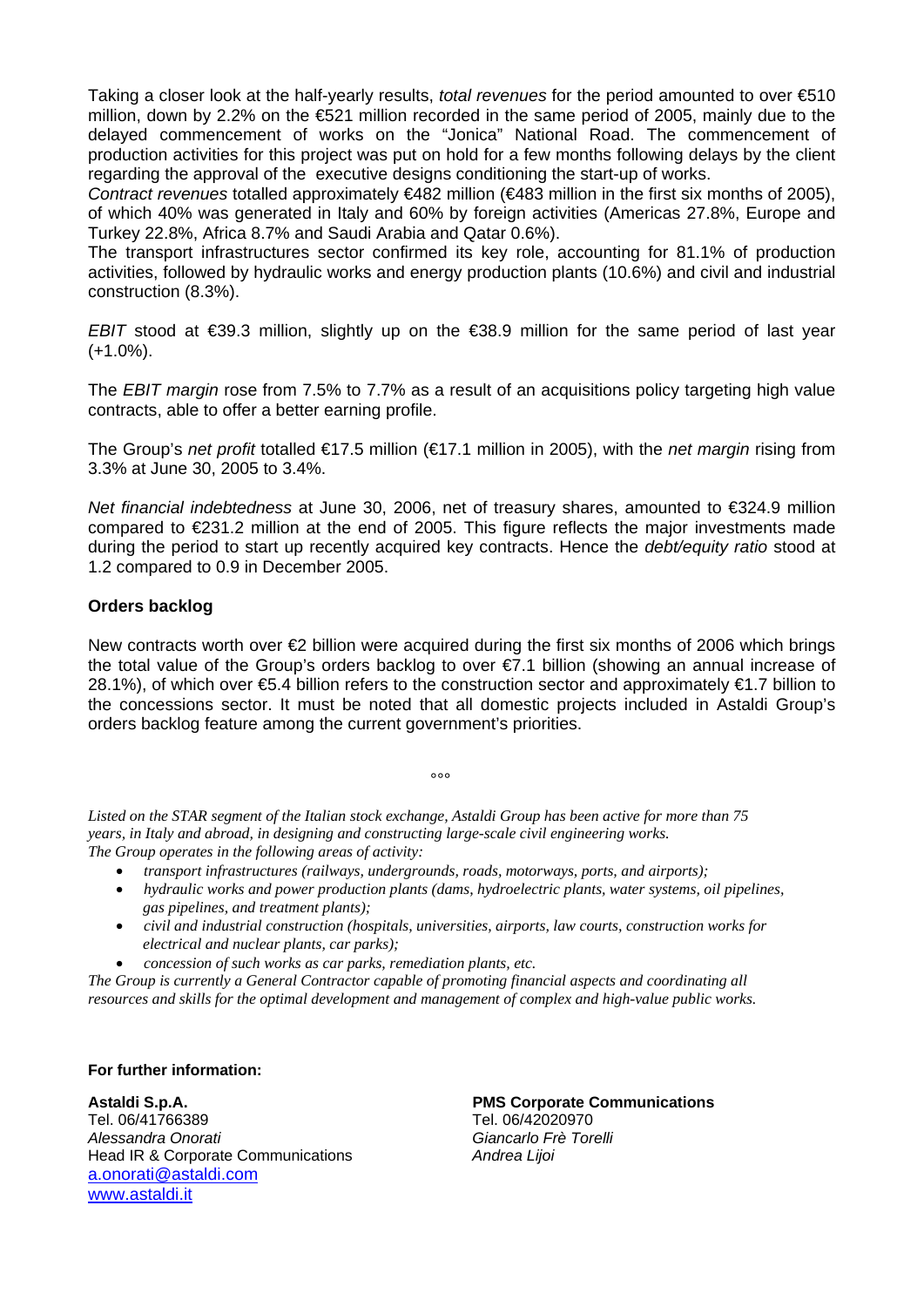Taking a closer look at the half-yearly results, *total revenues* for the period amounted to over €510 million, down by 2.2% on the €521 million recorded in the same period of 2005, mainly due to the delayed commencement of works on the "Jonica" National Road. The commencement of production activities for this project was put on hold for a few months following delays by the client regarding the approval of the executive designs conditioning the start-up of works.
*Contract revenues* totalled approximately €482 million (€483 million in the first six months of 2005), of which 40% was generated in Italy and 60% by foreign activities (Americas 27.8%, Europe and Turkey 22.8%, Africa 8.7% and Saudi Arabia and Qatar 0.6%).
The transport infrastructures sector confirmed its key role, accounting for 81.1% of production activities, followed by hydraulic works and energy production plants (10.6%) and civil and industrial construction (8.3%).

*EBIT* stood at €39.3 million, slightly up on the €38.9 million for the same period of last year (+1.0%).

The *EBIT margin* rose from 7.5% to 7.7% as a result of an acquisitions policy targeting high value contracts, able to offer a better earning profile.

The Group's *net profit* totalled €17.5 million (€17.1 million in 2005), with the *net margin* rising from 3.3% at June 30, 2005 to 3.4%.

*Net financial indebtedness* at June 30, 2006, net of treasury shares, amounted to €324.9 million compared to €231.2 million at the end of 2005. This figure reflects the major investments made during the period to start up recently acquired key contracts. Hence the *debt/equity ratio* stood at 1.2 compared to 0.9 in December 2005.

**Orders backlog**

New contracts worth over €2 billion were acquired during the first six months of 2006 which brings the total value of the Group's orders backlog to over €7.1 billion (showing an annual increase of 28.1%), of which over €5.4 billion refers to the construction sector and approximately €1.7 billion to the concessions sector. It must be noted that all domestic projects included in Astaldi Group's orders backlog feature among the current government's priorities.

°°°

*Listed on the STAR segment of the Italian stock exchange, Astaldi Group has been active for more than 75 years, in Italy and abroad, in designing and constructing large-scale civil engineering works.*
*The Group operates in the following areas of activity:*

- *transport infrastructures (railways, undergrounds, roads, motorways, ports, and airports);*
- *hydraulic works and power production plants (dams, hydroelectric plants, water systems, oil pipelines, gas pipelines, and treatment plants);*
- *civil and industrial construction (hospitals, universities, airports, law courts, construction works for electrical and nuclear plants, car parks);*
- *concession of such works as car parks, remediation plants, etc.*

*The Group is currently a General Contractor capable of promoting financial aspects and coordinating all resources and skills for the optimal development and management of complex and high-value public works.*

**For further information:**

**Astaldi S.p.A.**
Tel. 06/41766389
*Alessandra Onorati*
Head IR & Corporate Communications
a.onorati@astaldi.com
www.astaldi.it

**PMS Corporate Communications**
Tel. 06/42020970
*Giancarlo Frè Torelli*
*Andrea Lijoi*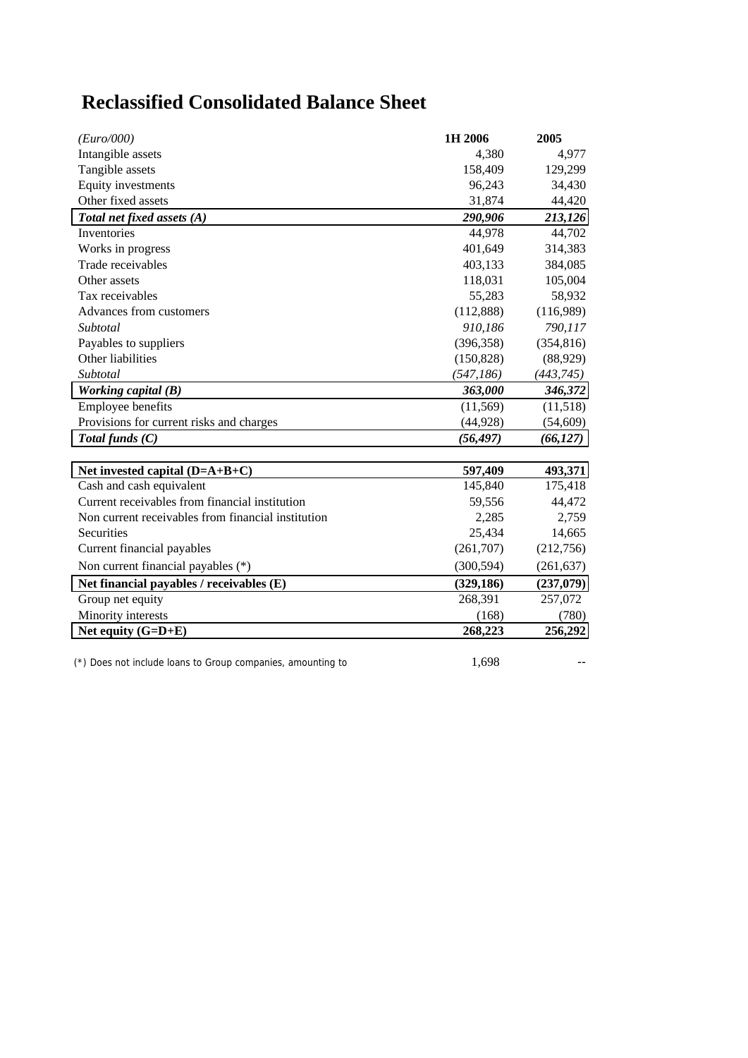# Reclassified Consolidated Balance Sheet

| *(Euro/000)* | 1H 2006 | 2005 |
|---|---|---|
| Intangible assets | 4,380 | 4,977 |
| Tangible assets | 158,409 | 129,299 |
| Equity investments | 96,243 | 34,430 |
| Other fixed assets | 31,874 | 44,420 |
| ***Total net fixed assets (A)*** | ***290,906*** | ***213,126*** |
| Inventories | 44,978 | 44,702 |
| Works in progress | 401,649 | 314,383 |
| Trade receivables | 403,133 | 384,085 |
| Other assets | 118,031 | 105,004 |
| Tax receivables | 55,283 | 58,932 |
| Advances from customers | (112,888) | (116,989) |
| *Subtotal* | *910,186* | *790,117* |
| Payables to suppliers | (396,358) | (354,816) |
| Other liabilities | (150,828) | (88,929) |
| *Subtotal* | *(547,186)* | *(443,745)* |
| ***Working capital (B)*** | ***363,000*** | ***346,372*** |
| Employee benefits | (11,569) | (11,518) |
| Provisions for current risks and charges | (44,928) | (54,609) |
| ***Total funds (C)*** | ***(56,497)*** | ***(66,127)*** |
| **Net invested capital (D=A+B+C)** | **597,409** | **493,371** |
| Cash and cash equivalent | 145,840 | 175,418 |
| Current receivables from financial institution | 59,556 | 44,472 |
| Non current receivables from financial institution | 2,285 | 2,759 |
| Securities | 25,434 | 14,665 |
| Current financial payables | (261,707) | (212,756) |
| Non current financial payables (*) | (300,594) | (261,637) |
| **Net financial payables / receivables (E)** | **(329,186)** | **(237,079)** |
| Group net equity | 268,391 | 257,072 |
| Minority interests | (168) | (780) |
| **Net equity (G=D+E)** | **268,223** | **256,292** |

(*) Does not include loans to Group companies, amounting to 1,698 --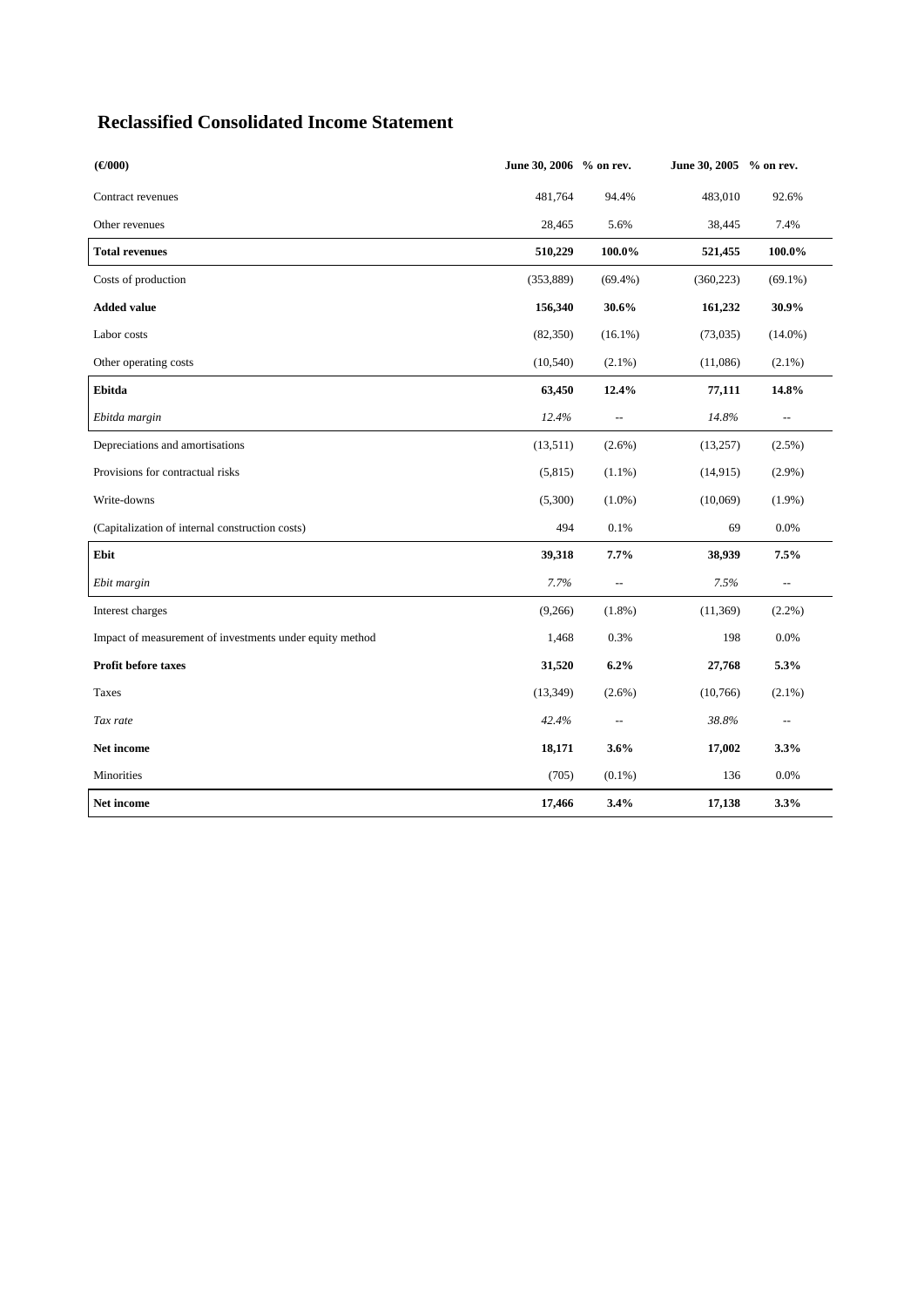## Reclassified Consolidated Income Statement

| **(€/000)** | **June 30, 2006** | **% on rev.** | **June 30, 2005** | **% on rev.** |
|---|---|---|---|---|
| Contract revenues | 481,764 | 94.4% | 483,010 | 92.6% |
| Other revenues | 28,465 | 5.6% | 38,445 | 7.4% |
| **Total revenues** | **510,229** | **100.0%** | **521,455** | **100.0%** |
| Costs of production | (353,889) | (69.4%) | (360,223) | (69.1%) |
| **Added value** | **156,340** | **30.6%** | **161,232** | **30.9%** |
| Labor costs | (82,350) | (16.1%) | (73,035) | (14.0%) |
| Other operating costs | (10,540) | (2.1%) | (11,086) | (2.1%) |
| **Ebitda** | **63,450** | **12.4%** | **77,111** | **14.8%** |
| *Ebitda margin* | *12.4%* | -- | *14.8%* | -- |
| Depreciations and amortisations | (13,511) | (2.6%) | (13,257) | (2.5%) |
| Provisions for contractual risks | (5,815) | (1.1%) | (14,915) | (2.9%) |
| Write-downs | (5,300) | (1.0%) | (10,069) | (1.9%) |
| (Capitalization of internal construction costs) | 494 | 0.1% | 69 | 0.0% |
| **Ebit** | **39,318** | **7.7%** | **38,939** | **7.5%** |
| *Ebit margin* | *7.7%* | -- | *7.5%* | -- |
| Interest charges | (9,266) | (1.8%) | (11,369) | (2.2%) |
| Impact of measurement of investments under equity method | 1,468 | 0.3% | 198 | 0.0% |
| **Profit before taxes** | **31,520** | **6.2%** | **27,768** | **5.3%** |
| Taxes | (13,349) | (2.6%) | (10,766) | (2.1%) |
| *Tax rate* | *42.4%* | -- | *38.8%* | -- |
| **Net income** | **18,171** | **3.6%** | **17,002** | **3.3%** |
| Minorities | (705) | (0.1%) | 136 | 0.0% |
| **Net income** | **17,466** | **3.4%** | **17,138** | **3.3%** |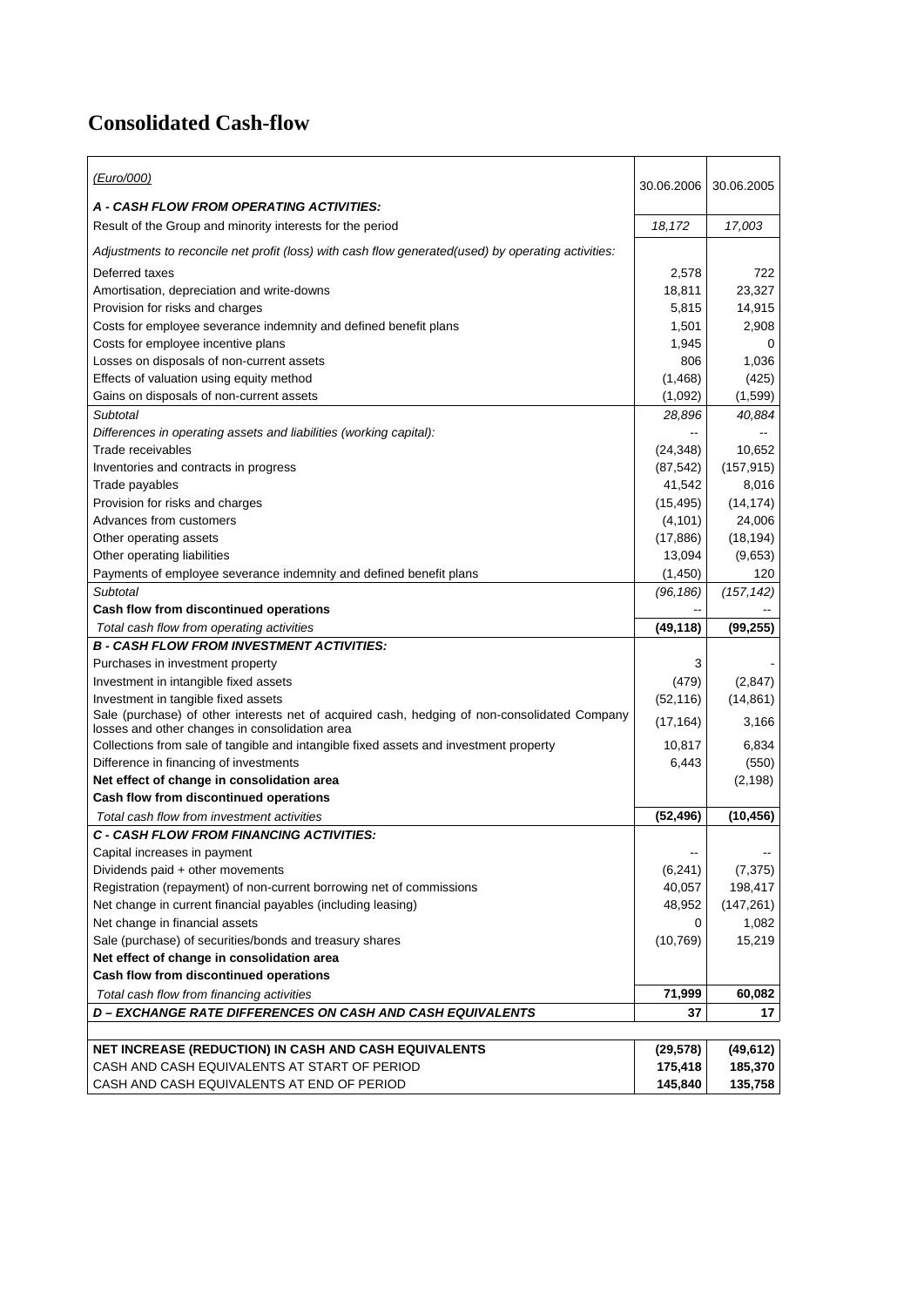# Consolidated Cash-flow

| *(Euro/000)* | 30.06.2006 | 30.06.2005 |
|---|---|---|
| ***A - CASH FLOW FROM OPERATING ACTIVITIES:*** | | |
| Result of the Group and minority interests for the period | *18,172* | *17,003* |
| *Adjustments to reconcile net profit (loss) with cash flow generated(used) by operating activities:* | | |
| Deferred taxes | 2,578 | 722 |
| Amortisation, depreciation and write-downs | 18,811 | 23,327 |
| Provision for risks and charges | 5,815 | 14,915 |
| Costs for employee severance indemnity and defined benefit plans | 1,501 | 2,908 |
| Costs for employee incentive plans | 1,945 | 0 |
| Losses on disposals of non-current assets | 806 | 1,036 |
| Effects of valuation using equity method | (1,468) | (425) |
| Gains on disposals of non-current assets | (1,092) | (1,599) |
| *Subtotal* | *28,896* | *40,884* |
| *Differences in operating assets and liabilities (working capital):* | -- | -- |
| Trade receivables | (24,348) | 10,652 |
| Inventories and contracts in progress | (87,542) | (157,915) |
| Trade payables | 41,542 | 8,016 |
| Provision for risks and charges | (15,495) | (14,174) |
| Advances from customers | (4,101) | 24,006 |
| Other operating assets | (17,886) | (18,194) |
| Other operating liabilities | 13,094 | (9,653) |
| Payments of employee severance indemnity and defined benefit plans | (1,450) | 120 |
| *Subtotal* | *(96,186)* | *(157,142)* |
| **Cash flow from discontinued operations** | -- | -- |
| *Total cash flow from operating activities* | **(49,118)** | **(99,255)** |
| ***B - CASH FLOW FROM INVESTMENT ACTIVITIES:*** | | |
| Purchases in investment property | 3 | - |
| Investment in intangible fixed assets | (479) | (2,847) |
| Investment in tangible fixed assets | (52,116) | (14,861) |
| Sale (purchase) of other interests net of acquired cash, hedging of non-consolidated Company losses and other changes in consolidation area | (17,164) | 3,166 |
| Collections from sale of tangible and intangible fixed assets and investment property | 10,817 | 6,834 |
| Difference in financing of investments | 6,443 | (550) |
| **Net effect of change in consolidation area** | | (2,198) |
| **Cash flow from discontinued operations** | | |
| *Total cash flow from investment activities* | **(52,496)** | **(10,456)** |
| ***C - CASH FLOW FROM FINANCING ACTIVITIES:*** | | |
| Capital increases in payment | -- | -- |
| Dividends paid + other movements | (6,241) | (7,375) |
| Registration (repayment) of non-current borrowing net of commissions | 40,057 | 198,417 |
| Net change in current financial payables (including leasing) | 48,952 | (147,261) |
| Net change in financial assets | 0 | 1,082 |
| Sale (purchase) of securities/bonds and treasury shares | (10,769) | 15,219 |
| **Net effect of change in consolidation area** | | |
| **Cash flow from discontinued operations** | | |
| *Total cash flow from financing activities* | **71,999** | **60,082** |
| ***D – EXCHANGE RATE DIFFERENCES ON CASH AND CASH EQUIVALENTS*** | **37** | **17** |
| | | |
| **NET INCREASE (REDUCTION) IN CASH AND CASH EQUIVALENTS** | **(29,578)** | **(49,612)** |
| CASH AND CASH EQUIVALENTS AT START OF PERIOD | **175,418** | **185,370** |
| CASH AND CASH EQUIVALENTS AT END OF PERIOD | **145,840** | **135,758** |